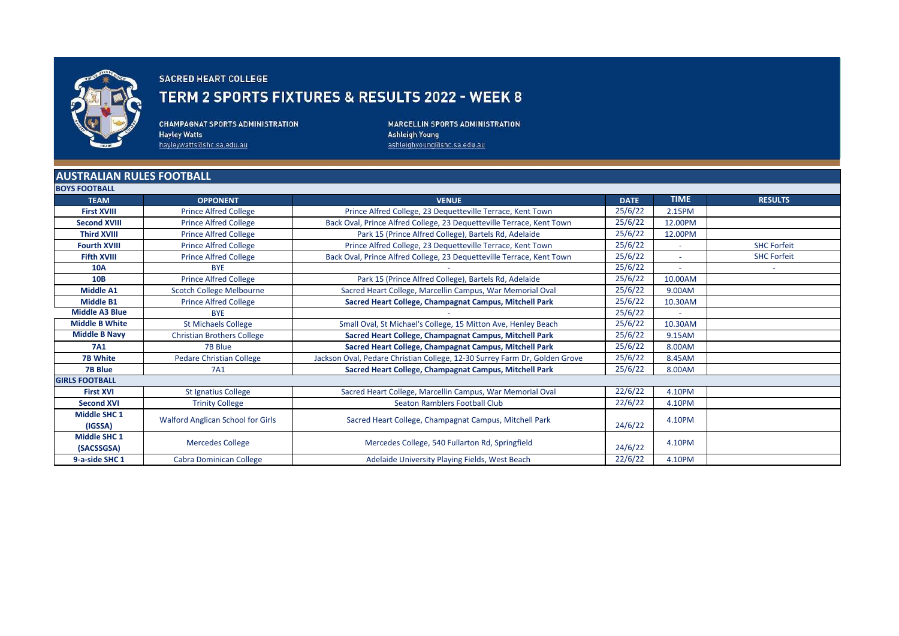**SACRED HEART COLLEGE**

# TERM 2 SPORTS FIXTURES & RESULTS 2022 - WEEK 8

**CHAMPAGNAT SPORTS ADMINISTRATION**
Hayley Watts
hayleywatts@shc.sa.edu.au

**MARCELLIN SPORTS ADMINISTRATION**
Ashleigh Young
ashleighyoung@shc.sa.edu.au

## AUSTRALIAN RULES FOOTBALL

| TEAM | OPPONENT | VENUE | DATE | TIME | RESULTS |
|---|---|---|---|---|---|
| **BOYS FOOTBALL** | | | | | |
| **First XVIII** | Prince Alfred College | Prince Alfred College, 23 Dequetteville Terrace, Kent Town | 25/6/22 | 2.15PM | |
| **Second XVIII** | Prince Alfred College | Back Oval, Prince Alfred College, 23 Dequetteville Terrace, Kent Town | 25/6/22 | 12.00PM | |
| **Third XVIII** | Prince Alfred College | Park 15 (Prince Alfred College), Bartels Rd, Adelaide | 25/6/22 | 12.00PM | |
| **Fourth XVIII** | Prince Alfred College | Prince Alfred College, 23 Dequetteville Terrace, Kent Town | 25/6/22 | - | SHC Forfeit |
| **Fifth XVIII** | Prince Alfred College | Back Oval, Prince Alfred College, 23 Dequetteville Terrace, Kent Town | 25/6/22 | - | SHC Forfeit |
| **10A** | BYE | - | 25/6/22 | - | - |
| **10B** | Prince Alfred College | Park 15 (Prince Alfred College), Bartels Rd, Adelaide | 25/6/22 | 10.00AM | |
| **Middle A1** | Scotch College Melbourne | Sacred Heart College, Marcellin Campus, War Memorial Oval | 25/6/22 | 9.00AM | |
| **Middle B1** | Prince Alfred College | **Sacred Heart College, Champagnat Campus, Mitchell Park** | 25/6/22 | 10.30AM | |
| **Middle A3 Blue** | BYE | - | 25/6/22 | - | |
| **Middle B White** | St Michaels College | Small Oval, St Michael's College, 15 Mitton Ave, Henley Beach | 25/6/22 | 10.30AM | |
| **Middle B Navy** | Christian Brothers College | **Sacred Heart College, Champagnat Campus, Mitchell Park** | 25/6/22 | 9.15AM | |
| **7A1** | 7B Blue | **Sacred Heart College, Champagnat Campus, Mitchell Park** | 25/6/22 | 8.00AM | |
| **7B White** | Pedare Christian College | Jackson Oval, Pedare Christian College, 12-30 Surrey Farm Dr, Golden Grove | 25/6/22 | 8.45AM | |
| **7B Blue** | 7A1 | **Sacred Heart College, Champagnat Campus, Mitchell Park** | 25/6/22 | 8.00AM | |
| **GIRLS FOOTBALL** | | | | | |
| **First XVI** | St Ignatius College | Sacred Heart College, Marcellin Campus, War Memorial Oval | 22/6/22 | 4.10PM | |
| **Second XVI** | Trinity College | Seaton Ramblers Football Club | 22/6/22 | 4.10PM | |
| **Middle SHC 1 (IGSSA)** | Walford Anglican School for Girls | Sacred Heart College, Champagnat Campus, Mitchell Park | 24/6/22 | 4.10PM | |
| **Middle SHC 1 (SACSSGSA)** | Mercedes College | Mercedes College, 540 Fullarton Rd, Springfield | 24/6/22 | 4.10PM | |
| **9-a-side SHC 1** | Cabra Dominican College | Adelaide University Playing Fields, West Beach | 22/6/22 | 4.10PM | |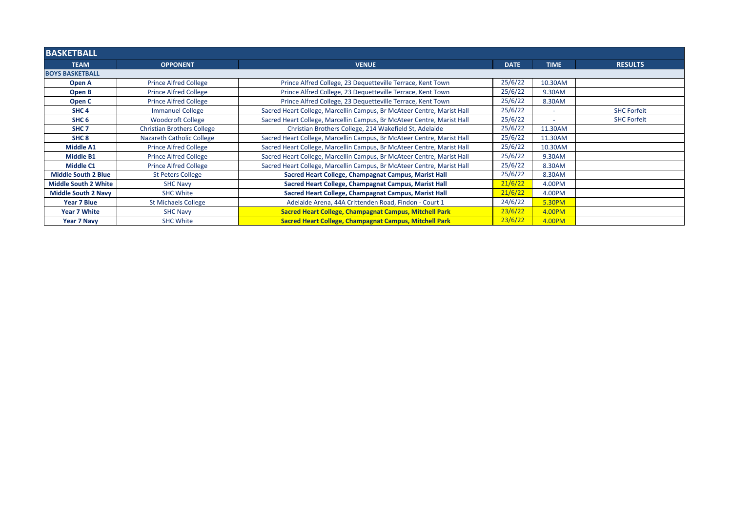| BASKETBALL | | | | | |
|---|---|---|---|---|---|
| **TEAM** | **OPPONENT** | **VENUE** | **DATE** | **TIME** | **RESULTS** |
| **BOYS BASKETBALL** | | | | | |
| **Open A** | Prince Alfred College | Prince Alfred College, 23 Dequetteville Terrace, Kent Town | 25/6/22 | 10.30AM | |
| **Open B** | Prince Alfred College | Prince Alfred College, 23 Dequetteville Terrace, Kent Town | 25/6/22 | 9.30AM | |
| **Open C** | Prince Alfred College | Prince Alfred College, 23 Dequetteville Terrace, Kent Town | 25/6/22 | 8.30AM | |
| **SHC 4** | Immanuel College | Sacred Heart College, Marcellin Campus, Br McAteer Centre, Marist Hall | 25/6/22 | - | SHC Forfeit |
| **SHC 6** | Woodcroft College | Sacred Heart College, Marcellin Campus, Br McAteer Centre, Marist Hall | 25/6/22 | - | SHC Forfeit |
| **SHC 7** | Christian Brothers College | Christian Brothers College, 214 Wakefield St, Adelaide | 25/6/22 | 11.30AM | |
| **SHC 8** | Nazareth Catholic College | Sacred Heart College, Marcellin Campus, Br McAteer Centre, Marist Hall | 25/6/22 | 11.30AM | |
| **Middle A1** | Prince Alfred College | Sacred Heart College, Marcellin Campus, Br McAteer Centre, Marist Hall | 25/6/22 | 10.30AM | |
| **Middle B1** | Prince Alfred College | Sacred Heart College, Marcellin Campus, Br McAteer Centre, Marist Hall | 25/6/22 | 9.30AM | |
| **Middle C1** | Prince Alfred College | Sacred Heart College, Marcellin Campus, Br McAteer Centre, Marist Hall | 25/6/22 | 8.30AM | |
| **Middle South 2 Blue** | St Peters College | **Sacred Heart College, Champagnat Campus, Marist Hall** | 25/6/22 | 8.30AM | |
| **Middle South 2 White** | SHC Navy | **Sacred Heart College, Champagnat Campus, Marist Hall** | 21/6/22 | 4.00PM | |
| **Middle South 2 Navy** | SHC White | **Sacred Heart College, Champagnat Campus, Marist Hall** | 21/6/22 | 4.00PM | |
| **Year 7 Blue** | St Michaels College | Adelaide Arena, 44A Crittenden Road, Findon - Court 1 | 24/6/22 | 5.30PM | |
| **Year 7 White** | SHC Navy | **Sacred Heart College, Champagnat Campus, Mitchell Park** | 23/6/22 | 4.00PM | |
| **Year 7 Navy** | SHC White | **Sacred Heart College, Champagnat Campus, Mitchell Park** | 23/6/22 | 4.00PM | |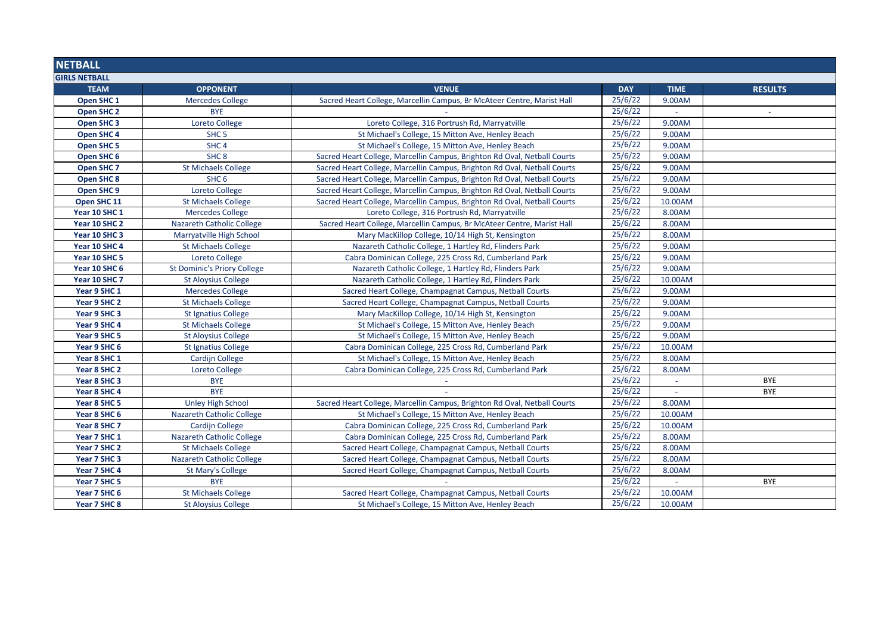## NETBALL

### GIRLS NETBALL

| TEAM | OPPONENT | VENUE | DAY | TIME | RESULTS |
|---|---|---|---|---|---|
| Open SHC 1 | Mercedes College | Sacred Heart College, Marcellin Campus, Br McAteer Centre, Marist Hall | 25/6/22 | 9.00AM | |
| Open SHC 2 | BYE | - | 25/6/22 | - | - |
| Open SHC 3 | Loreto College | Loreto College, 316 Portrush Rd, Marryatville | 25/6/22 | 9.00AM | |
| Open SHC 4 | SHC 5 | St Michael's College, 15 Mitton Ave, Henley Beach | 25/6/22 | 9.00AM | |
| Open SHC 5 | SHC 4 | St Michael's College, 15 Mitton Ave, Henley Beach | 25/6/22 | 9.00AM | |
| Open SHC 6 | SHC 8 | Sacred Heart College, Marcellin Campus, Brighton Rd Oval, Netball Courts | 25/6/22 | 9.00AM | |
| Open SHC 7 | St Michaels College | Sacred Heart College, Marcellin Campus, Brighton Rd Oval, Netball Courts | 25/6/22 | 9.00AM | |
| Open SHC 8 | SHC 6 | Sacred Heart College, Marcellin Campus, Brighton Rd Oval, Netball Courts | 25/6/22 | 9.00AM | |
| Open SHC 9 | Loreto College | Sacred Heart College, Marcellin Campus, Brighton Rd Oval, Netball Courts | 25/6/22 | 9.00AM | |
| Open SHC 11 | St Michaels College | Sacred Heart College, Marcellin Campus, Brighton Rd Oval, Netball Courts | 25/6/22 | 10.00AM | |
| Year 10 SHC 1 | Mercedes College | Loreto College, 316 Portrush Rd, Marryatville | 25/6/22 | 8.00AM | |
| Year 10 SHC 2 | Nazareth Catholic College | Sacred Heart College, Marcellin Campus, Br McAteer Centre, Marist Hall | 25/6/22 | 8.00AM | |
| Year 10 SHC 3 | Marryatville High School | Mary MacKillop College, 10/14 High St, Kensington | 25/6/22 | 8.00AM | |
| Year 10 SHC 4 | St Michaels College | Nazareth Catholic College, 1 Hartley Rd, Flinders Park | 25/6/22 | 9.00AM | |
| Year 10 SHC 5 | Loreto College | Cabra Dominican College, 225 Cross Rd, Cumberland Park | 25/6/22 | 9.00AM | |
| Year 10 SHC 6 | St Dominic's Priory College | Nazareth Catholic College, 1 Hartley Rd, Flinders Park | 25/6/22 | 9.00AM | |
| Year 10 SHC 7 | St Aloysius College | Nazareth Catholic College, 1 Hartley Rd, Flinders Park | 25/6/22 | 10.00AM | |
| Year 9 SHC 1 | Mercedes College | Sacred Heart College, Champagnat Campus, Netball Courts | 25/6/22 | 9.00AM | |
| Year 9 SHC 2 | St Michaels College | Sacred Heart College, Champagnat Campus, Netball Courts | 25/6/22 | 9.00AM | |
| Year 9 SHC 3 | St Ignatius College | Mary MacKillop College, 10/14 High St, Kensington | 25/6/22 | 9.00AM | |
| Year 9 SHC 4 | St Michaels College | St Michael's College, 15 Mitton Ave, Henley Beach | 25/6/22 | 9.00AM | |
| Year 9 SHC 5 | St Aloysius College | St Michael's College, 15 Mitton Ave, Henley Beach | 25/6/22 | 9.00AM | |
| Year 9 SHC 6 | St Ignatius College | Cabra Dominican College, 225 Cross Rd, Cumberland Park | 25/6/22 | 10.00AM | |
| Year 8 SHC 1 | Cardijn College | St Michael's College, 15 Mitton Ave, Henley Beach | 25/6/22 | 8.00AM | |
| Year 8 SHC 2 | Loreto College | Cabra Dominican College, 225 Cross Rd, Cumberland Park | 25/6/22 | 8.00AM | |
| Year 8 SHC 3 | BYE | - | 25/6/22 | - | BYE |
| Year 8 SHC 4 | BYE | - | 25/6/22 | - | BYE |
| Year 8 SHC 5 | Unley High School | Sacred Heart College, Marcellin Campus, Brighton Rd Oval, Netball Courts | 25/6/22 | 8.00AM | |
| Year 8 SHC 6 | Nazareth Catholic College | St Michael's College, 15 Mitton Ave, Henley Beach | 25/6/22 | 10.00AM | |
| Year 8 SHC 7 | Cardijn College | Cabra Dominican College, 225 Cross Rd, Cumberland Park | 25/6/22 | 10.00AM | |
| Year 7 SHC 1 | Nazareth Catholic College | Cabra Dominican College, 225 Cross Rd, Cumberland Park | 25/6/22 | 8.00AM | |
| Year 7 SHC 2 | St Michaels College | Sacred Heart College, Champagnat Campus, Netball Courts | 25/6/22 | 8.00AM | |
| Year 7 SHC 3 | Nazareth Catholic College | Sacred Heart College, Champagnat Campus, Netball Courts | 25/6/22 | 8.00AM | |
| Year 7 SHC 4 | St Mary's College | Sacred Heart College, Champagnat Campus, Netball Courts | 25/6/22 | 8.00AM | |
| Year 7 SHC 5 | BYE | - | 25/6/22 | - | BYE |
| Year 7 SHC 6 | St Michaels College | Sacred Heart College, Champagnat Campus, Netball Courts | 25/6/22 | 10.00AM | |
| Year 7 SHC 8 | St Aloysius College | St Michael's College, 15 Mitton Ave, Henley Beach | 25/6/22 | 10.00AM | |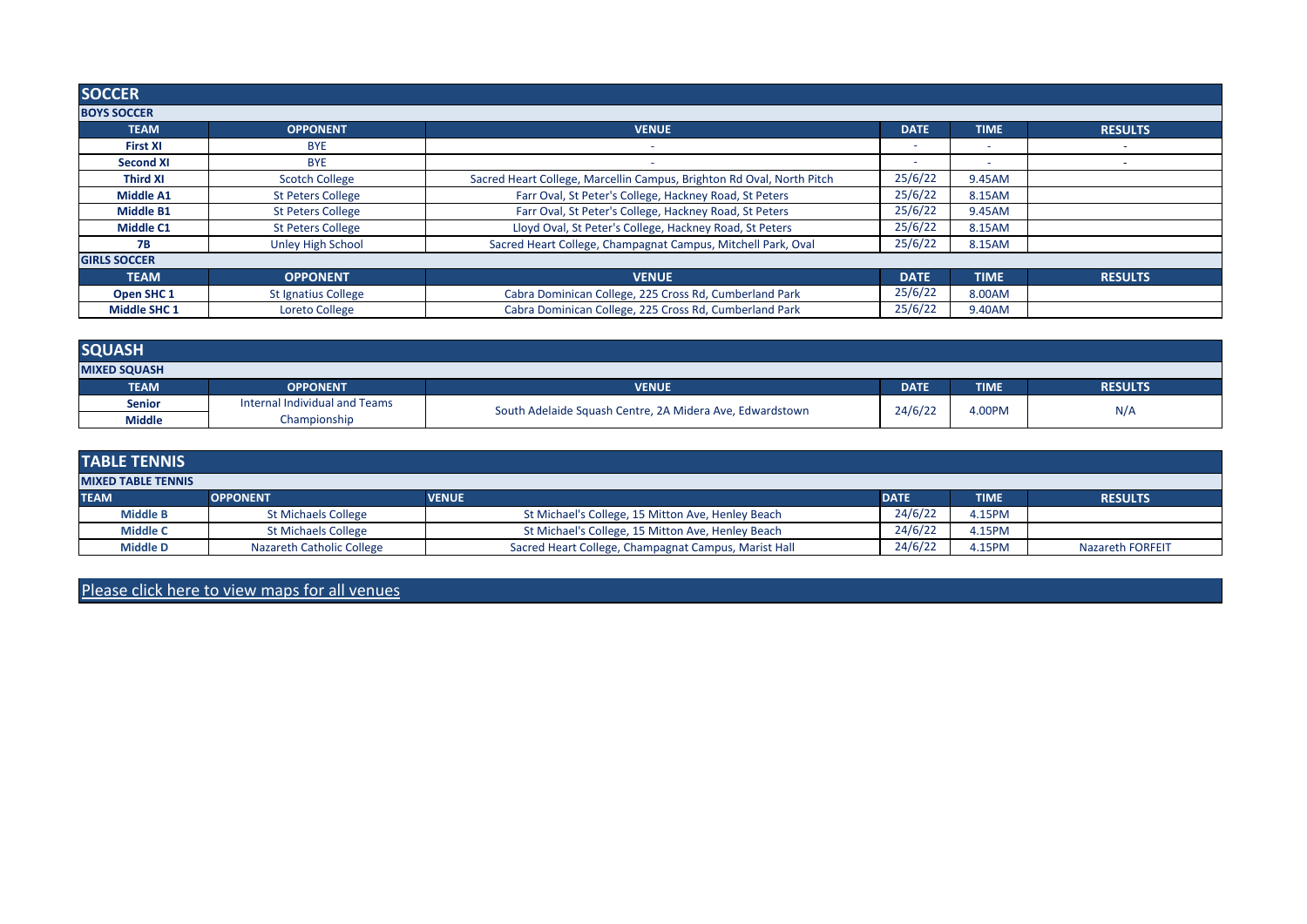# SOCCER

## BOYS SOCCER

| TEAM | OPPONENT | VENUE | DATE | TIME | RESULTS |
|---|---|---|---|---|---|
| **First XI** | BYE | - | - | - | - |
| **Second XI** | BYE | - | - | - | - |
| **Third XI** | Scotch College | Sacred Heart College, Marcellin Campus, Brighton Rd Oval, North Pitch | 25/6/22 | 9.45AM | |
| **Middle A1** | St Peters College | Farr Oval, St Peter's College, Hackney Road, St Peters | 25/6/22 | 8.15AM | |
| **Middle B1** | St Peters College | Farr Oval, St Peter's College, Hackney Road, St Peters | 25/6/22 | 9.45AM | |
| **Middle C1** | St Peters College | Lloyd Oval, St Peter's College, Hackney Road, St Peters | 25/6/22 | 8.15AM | |
| **7B** | Unley High School | Sacred Heart College, Champagnat Campus, Mitchell Park, Oval | 25/6/22 | 8.15AM | |

## GIRLS SOCCER

| TEAM | OPPONENT | VENUE | DATE | TIME | RESULTS |
|---|---|---|---|---|---|
| **Open SHC 1** | St Ignatius College | Cabra Dominican College, 225 Cross Rd, Cumberland Park | 25/6/22 | 8.00AM | |
| **Middle SHC 1** | Loreto College | Cabra Dominican College, 225 Cross Rd, Cumberland Park | 25/6/22 | 9.40AM | |

# SQUASH

## MIXED SQUASH

| TEAM | OPPONENT | VENUE | DATE | TIME | RESULTS |
|---|---|---|---|---|---|
| **Senior**<br>**Middle** | Internal Individual and Teams Championship | South Adelaide Squash Centre, 2A Midera Ave, Edwardstown | 24/6/22 | 4.00PM | N/A |

# TABLE TENNIS

## MIXED TABLE TENNIS

| TEAM | OPPONENT | VENUE | DATE | TIME | RESULTS |
|---|---|---|---|---|---|
| **Middle B** | St Michaels College | St Michael's College, 15 Mitton Ave, Henley Beach | 24/6/22 | 4.15PM | |
| **Middle C** | St Michaels College | St Michael's College, 15 Mitton Ave, Henley Beach | 24/6/22 | 4.15PM | |
| **Middle D** | Nazareth Catholic College | Sacred Heart College, Champagnat Campus, Marist Hall | 24/6/22 | 4.15PM | Nazareth FORFEIT |

Please click here to view maps for all venues